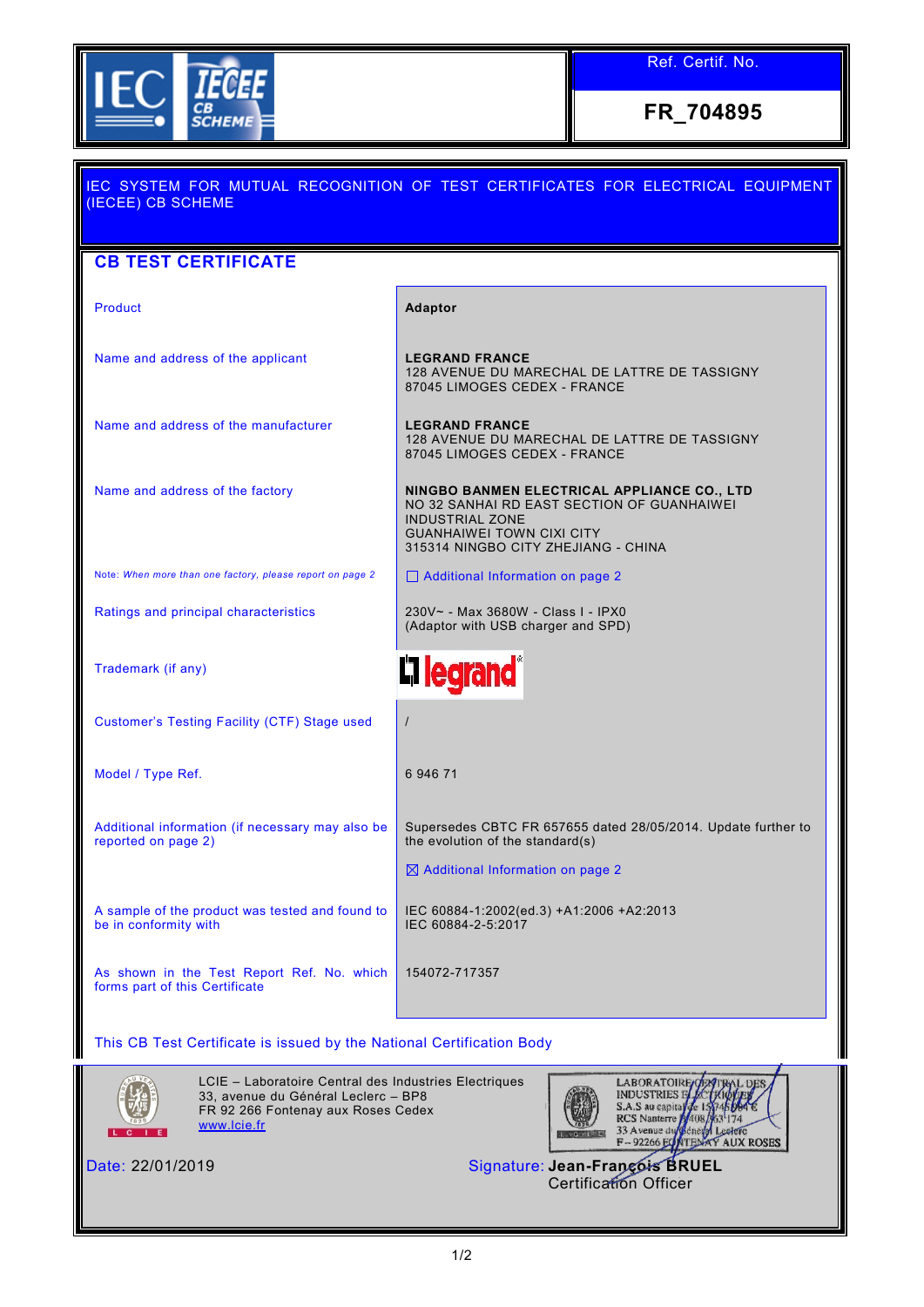IEC IECEE CB SCHEME

| Ref. Certif. No. |
| --- |
| **FR_704895** |

IEC SYSTEM FOR MUTUAL RECOGNITION OF TEST CERTIFICATES FOR ELECTRICAL EQUIPMENT (IECEE) CB SCHEME

## CB TEST CERTIFICATE

| | |
| --- | --- |
| Product | **Adaptor** |
| Name and address of the applicant | **LEGRAND FRANCE**<br>128 AVENUE DU MARECHAL DE LATTRE DE TASSIGNY<br>87045 LIMOGES CEDEX - FRANCE |
| Name and address of the manufacturer | **LEGRAND FRANCE**<br>128 AVENUE DU MARECHAL DE LATTRE DE TASSIGNY<br>87045 LIMOGES CEDEX - FRANCE |
| Name and address of the factory | **NINGBO BANMEN ELECTRICAL APPLIANCE CO., LTD**<br>NO 32 SANHAI RD EAST SECTION OF GUANHAIWEI INDUSTRIAL ZONE<br>GUANHAIWEI TOWN CIXI CITY<br>315314 NINGBO CITY ZHEJIANG - CHINA |
| Note: *When more than one factory, please report on page 2* | ☐ Additional Information on page 2 |
| Ratings and principal characteristics | 230V~ - Max 3680W - Class I - IPX0<br>(Adaptor with USB charger and SPD) |
| Trademark (if any) | legrand® |
| Customer's Testing Facility (CTF) Stage used | / |
| Model / Type Ref. | 6 946 71 |
| Additional information (if necessary may also be reported on page 2) | Supersedes CBTC FR 657655 dated 28/05/2014. Update further to the evolution of the standard(s)<br><br>☒ Additional Information on page 2 |
| A sample of the product was tested and found to be in conformity with | IEC 60884-1:2002(ed.3) +A1:2006 +A2:2013<br>IEC 60884-2-5:2017 |
| As shown in the Test Report Ref. No. which forms part of this Certificate | 154072-717357 |

This CB Test Certificate is issued by the National Certification Body

LCIE – Laboratoire Central des Industries Electriques
33, avenue du Général Leclerc – BP8
FR 92 266 Fontenay aux Roses Cedex
www.lcie.fr

LABORATOIRE CENTRAL DES INDUSTRIES ELECTRIQUES
S.A.S au capital de 15 745 984 €
RCS Nanterre B 408 363 174
33 Avenue du Général Leclerc
F – 92266 FONTENAY AUX ROSES

Date: 22/01/2019

Signature: **Jean-François BRUEL**
Certification Officer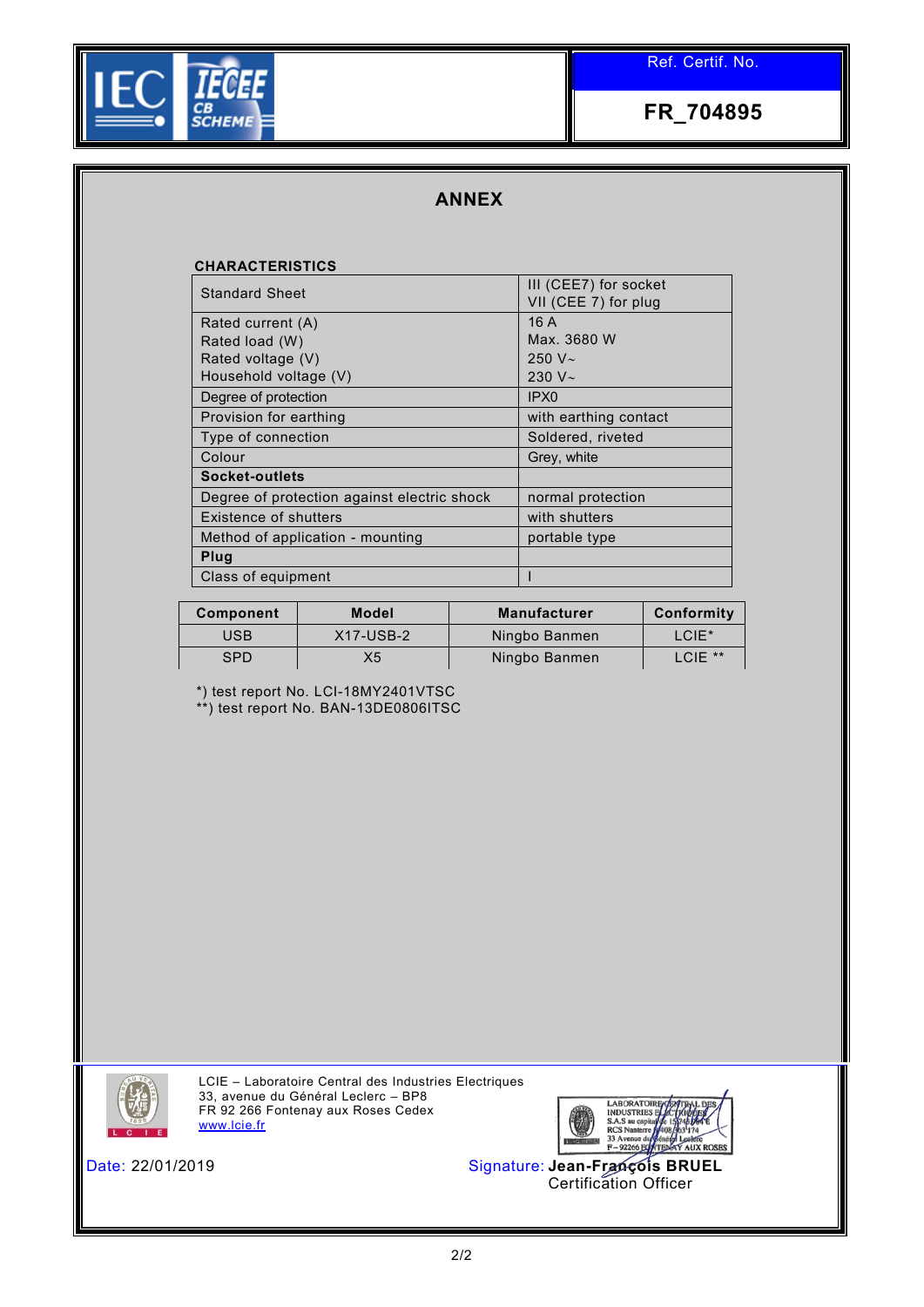Ref. Certif. No.

**FR_704895**

# ANNEX

**CHARACTERISTICS**

| | |
|---|---|
| Standard Sheet | III (CEE7) for socket<br>VII (CEE 7) for plug |
| Rated current (A)<br>Rated load (W)<br>Rated voltage (V)<br>Household voltage (V) | 16 A<br>Max. 3680 W<br>250 V~<br>230 V~ |
| Degree of protection | IPX0 |
| Provision for earthing | with earthing contact |
| Type of connection | Soldered, riveted |
| Colour | Grey, white |
| **Socket-outlets** | |
| Degree of protection against electric shock | normal protection |
| Existence of shutters | with shutters |
| Method of application - mounting | portable type |
| **Plug** | |
| Class of equipment | I |

| Component | Model | Manufacturer | Conformity |
|---|---|---|---|
| USB | X17-USB-2 | Ningbo Banmen | LCIE* |
| SPD | X5 | Ningbo Banmen | LCIE ** |

*) test report No. LCI-18MY2401VTSC
**) test report No. BAN-13DE0806ITSC

LCIE – Laboratoire Central des Industries Electriques
33, avenue du Général Leclerc – BP8
FR 92 266 Fontenay aux Roses Cedex
www.lcie.fr

LABORATOIRE CENTRAL DES INDUSTRIES ELECTRIQUES
S.A.S au capital de 15 745 984 €
RCS Nanterre B 408 363 174
33 Avenue du Général Leclerc
F – 92260 FONTENAY AUX ROSES

Date: 22/01/2019

Signature: **Jean-François BRUEL**
Certification Officer